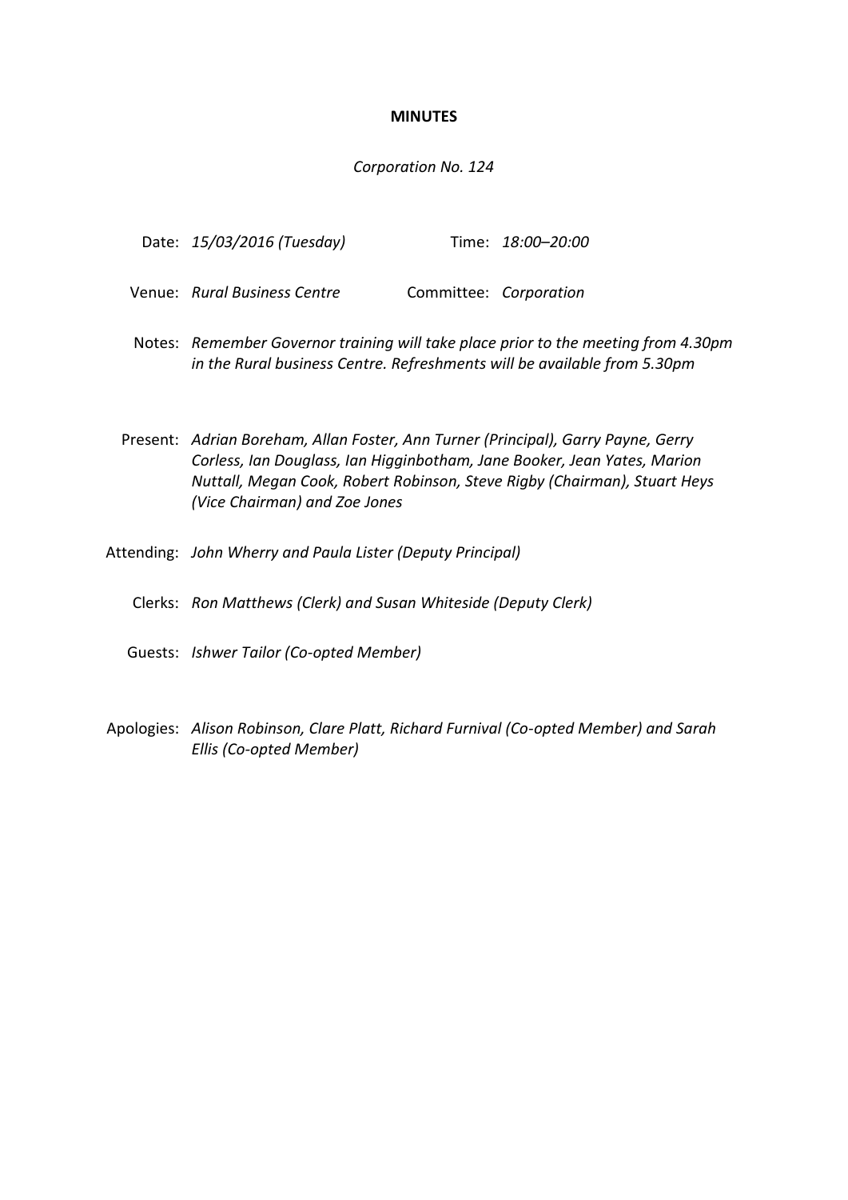# MINUTES

*Corporation No. 124*

Date: *15/03/2016 (Tuesday)* Time: *18:00–20:00*

Venue: *Rural Business Centre* Committee: *Corporation*

Notes: *Remember Governor training will take place prior to the meeting from 4.30pm in the Rural business Centre. Refreshments will be available from 5.30pm*

Present: *Adrian Boreham, Allan Foster, Ann Turner (Principal), Garry Payne, Gerry Corless, Ian Douglass, Ian Higginbotham, Jane Booker, Jean Yates, Marion Nuttall, Megan Cook, Robert Robinson, Steve Rigby (Chairman), Stuart Heys (Vice Chairman) and Zoe Jones*

Attending: *John Wherry and Paula Lister (Deputy Principal)*

Clerks: *Ron Matthews (Clerk) and Susan Whiteside (Deputy Clerk)*

Guests: *Ishwer Tailor (Co-opted Member)*

Apologies: *Alison Robinson, Clare Platt, Richard Furnival (Co-opted Member) and Sarah Ellis (Co-opted Member)*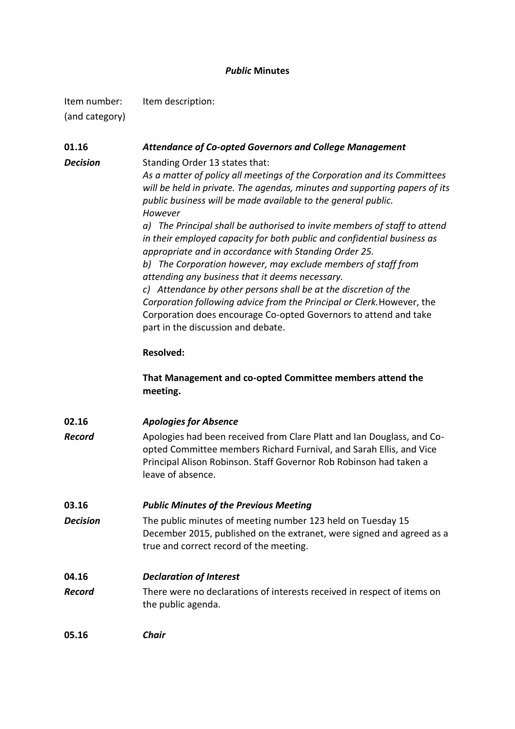## *Public* Minutes

| Item number: (and category) | Item description: |
|---|---|
| **01.16** | ***Attendance of Co-opted Governors and College Management*** |
| ***Decision*** | Standing Order 13 states that: *As a matter of policy all meetings of the Corporation and its Committees will be held in private. The agendas, minutes and supporting papers of its public business will be made available to the general public. However* *a) The Principal shall be authorised to invite members of staff to attend in their employed capacity for both public and confidential business as appropriate and in accordance with Standing Order 25.* *b) The Corporation however, may exclude members of staff from attending any business that it deems necessary.* *c) Attendance by other persons shall be at the discretion of the Corporation following advice from the Principal or Clerk.* However, the Corporation does encourage Co-opted Governors to attend and take part in the discussion and debate. **Resolved:** **That Management and co-opted Committee members attend the meeting.** |
| **02.16** | ***Apologies for Absence*** |
| ***Record*** | Apologies had been received from Clare Platt and Ian Douglass, and Co-opted Committee members Richard Furnival, and Sarah Ellis, and Vice Principal Alison Robinson. Staff Governor Rob Robinson had taken a leave of absence. |
| **03.16** | ***Public Minutes of the Previous Meeting*** |
| ***Decision*** | The public minutes of meeting number 123 held on Tuesday 15 December 2015, published on the extranet, were signed and agreed as a true and correct record of the meeting. |
| **04.16** | ***Declaration of Interest*** |
| ***Record*** | There were no declarations of interests received in respect of items on the public agenda. |
| **05.16** | ***Chair*** |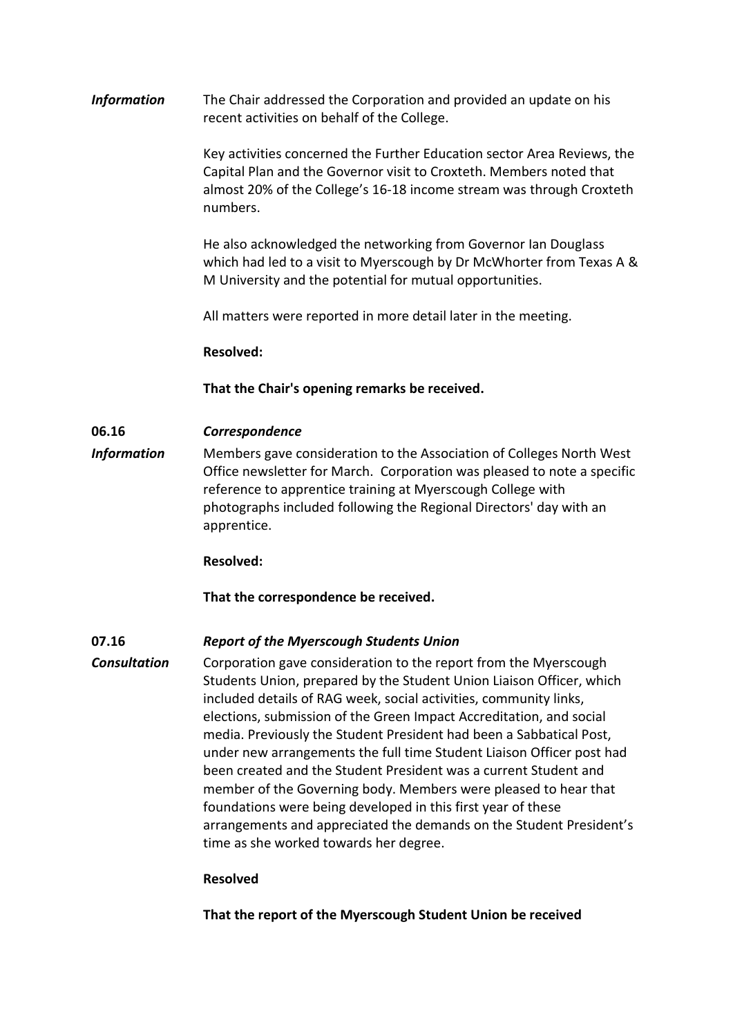***Information*** The Chair addressed the Corporation and provided an update on his recent activities on behalf of the College.

Key activities concerned the Further Education sector Area Reviews, the Capital Plan and the Governor visit to Croxteth. Members noted that almost 20% of the College's 16-18 income stream was through Croxteth numbers.

He also acknowledged the networking from Governor Ian Douglass which had led to a visit to Myerscough by Dr McWhorter from Texas A & M University and the potential for mutual opportunities.

All matters were reported in more detail later in the meeting.

**Resolved:**

**That the Chair's opening remarks be received.**

**06.16** ***Correspondence***

***Information*** Members gave consideration to the Association of Colleges North West Office newsletter for March. Corporation was pleased to note a specific reference to apprentice training at Myerscough College with photographs included following the Regional Directors' day with an apprentice.

**Resolved:**

**That the correspondence be received.**

**07.16** ***Report of the Myerscough Students Union***

***Consultation*** Corporation gave consideration to the report from the Myerscough Students Union, prepared by the Student Union Liaison Officer, which included details of RAG week, social activities, community links, elections, submission of the Green Impact Accreditation, and social media. Previously the Student President had been a Sabbatical Post, under new arrangements the full time Student Liaison Officer post had been created and the Student President was a current Student and member of the Governing body. Members were pleased to hear that foundations were being developed in this first year of these arrangements and appreciated the demands on the Student President's time as she worked towards her degree.

**Resolved**

**That the report of the Myerscough Student Union be received**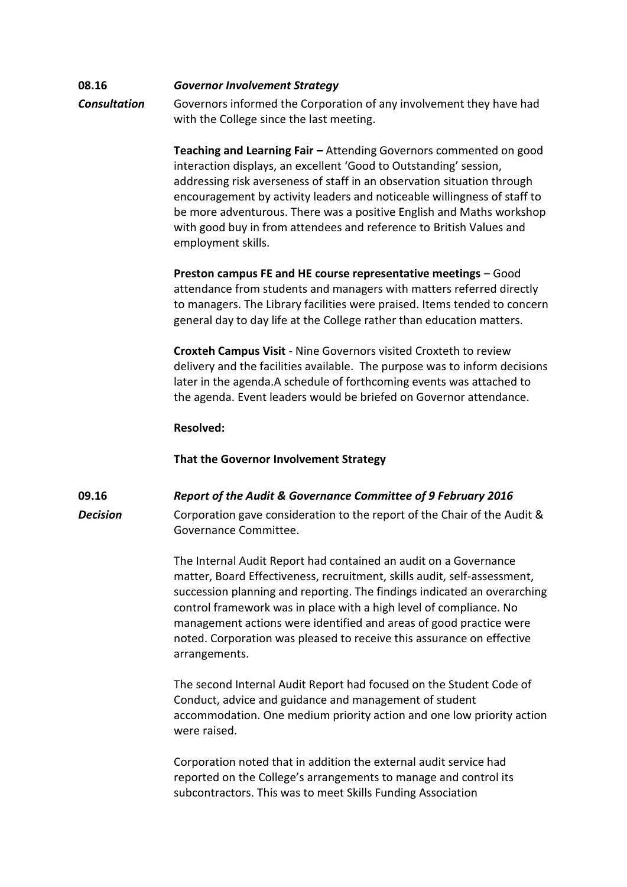**08.16** ***Governor Involvement Strategy***

***Consultation*** Governors informed the Corporation of any involvement they have had with the College since the last meeting.

**Teaching and Learning Fair –** Attending Governors commented on good interaction displays, an excellent 'Good to Outstanding' session, addressing risk averseness of staff in an observation situation through encouragement by activity leaders and noticeable willingness of staff to be more adventurous. There was a positive English and Maths workshop with good buy in from attendees and reference to British Values and employment skills.

**Preston campus FE and HE course representative meetings** – Good attendance from students and managers with matters referred directly to managers. The Library facilities were praised. Items tended to concern general day to day life at the College rather than education matters.

**Croxteh Campus Visit** - Nine Governors visited Croxteth to review delivery and the facilities available. The purpose was to inform decisions later in the agenda.A schedule of forthcoming events was attached to the agenda. Event leaders would be briefed on Governor attendance.

**Resolved:**

**That the Governor Involvement Strategy**

**09.16** ***Report of the Audit & Governance Committee of 9 February 2016***

***Decision*** Corporation gave consideration to the report of the Chair of the Audit & Governance Committee.

The Internal Audit Report had contained an audit on a Governance matter, Board Effectiveness, recruitment, skills audit, self-assessment, succession planning and reporting. The findings indicated an overarching control framework was in place with a high level of compliance. No management actions were identified and areas of good practice were noted. Corporation was pleased to receive this assurance on effective arrangements.

The second Internal Audit Report had focused on the Student Code of Conduct, advice and guidance and management of student accommodation. One medium priority action and one low priority action were raised.

Corporation noted that in addition the external audit service had reported on the College's arrangements to manage and control its subcontractors. This was to meet Skills Funding Association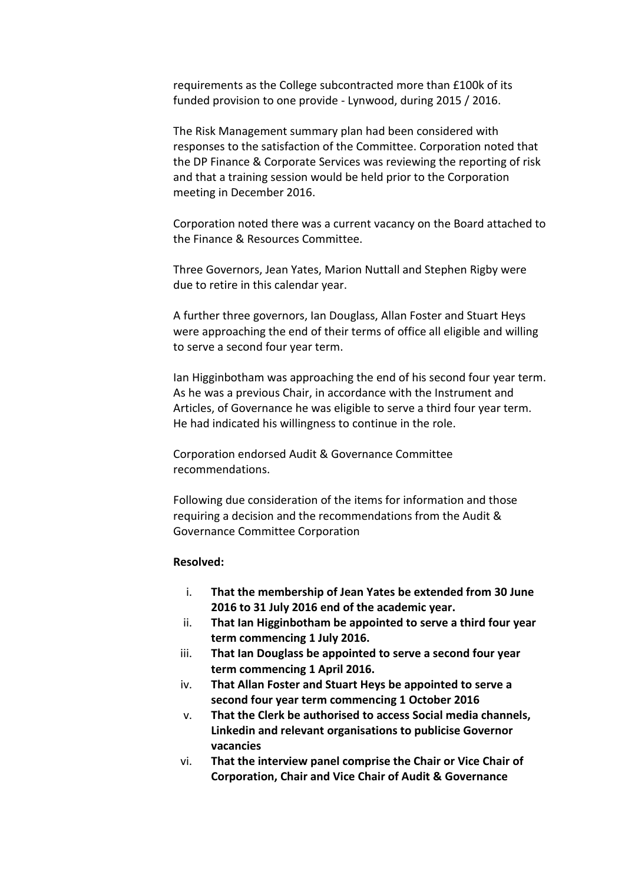requirements as the College subcontracted more than £100k of its funded provision to one provide - Lynwood, during 2015 / 2016.

The Risk Management summary plan had been considered with responses to the satisfaction of the Committee. Corporation noted that the DP Finance & Corporate Services was reviewing the reporting of risk and that a training session would be held prior to the Corporation meeting in December 2016.

Corporation noted there was a current vacancy on the Board attached to the Finance & Resources Committee.

Three Governors, Jean Yates, Marion Nuttall and Stephen Rigby were due to retire in this calendar year.

A further three governors, Ian Douglass, Allan Foster and Stuart Heys were approaching the end of their terms of office all eligible and willing to serve a second four year term.

Ian Higginbotham was approaching the end of his second four year term. As he was a previous Chair, in accordance with the Instrument and Articles, of Governance he was eligible to serve a third four year term. He had indicated his willingness to continue in the role.

Corporation endorsed Audit & Governance Committee recommendations.

Following due consideration of the items for information and those requiring a decision and the recommendations from the Audit & Governance Committee Corporation

**Resolved:**

i. **That the membership of Jean Yates be extended from 30 June 2016 to 31 July 2016 end of the academic year.**
ii. **That Ian Higginbotham be appointed to serve a third four year term commencing 1 July 2016.**
iii. **That Ian Douglass be appointed to serve a second four year term commencing 1 April 2016.**
iv. **That Allan Foster and Stuart Heys be appointed to serve a second four year term commencing 1 October 2016**
v. **That the Clerk be authorised to access Social media channels, Linkedin and relevant organisations to publicise Governor vacancies**
vi. **That the interview panel comprise the Chair or Vice Chair of Corporation, Chair and Vice Chair of Audit & Governance**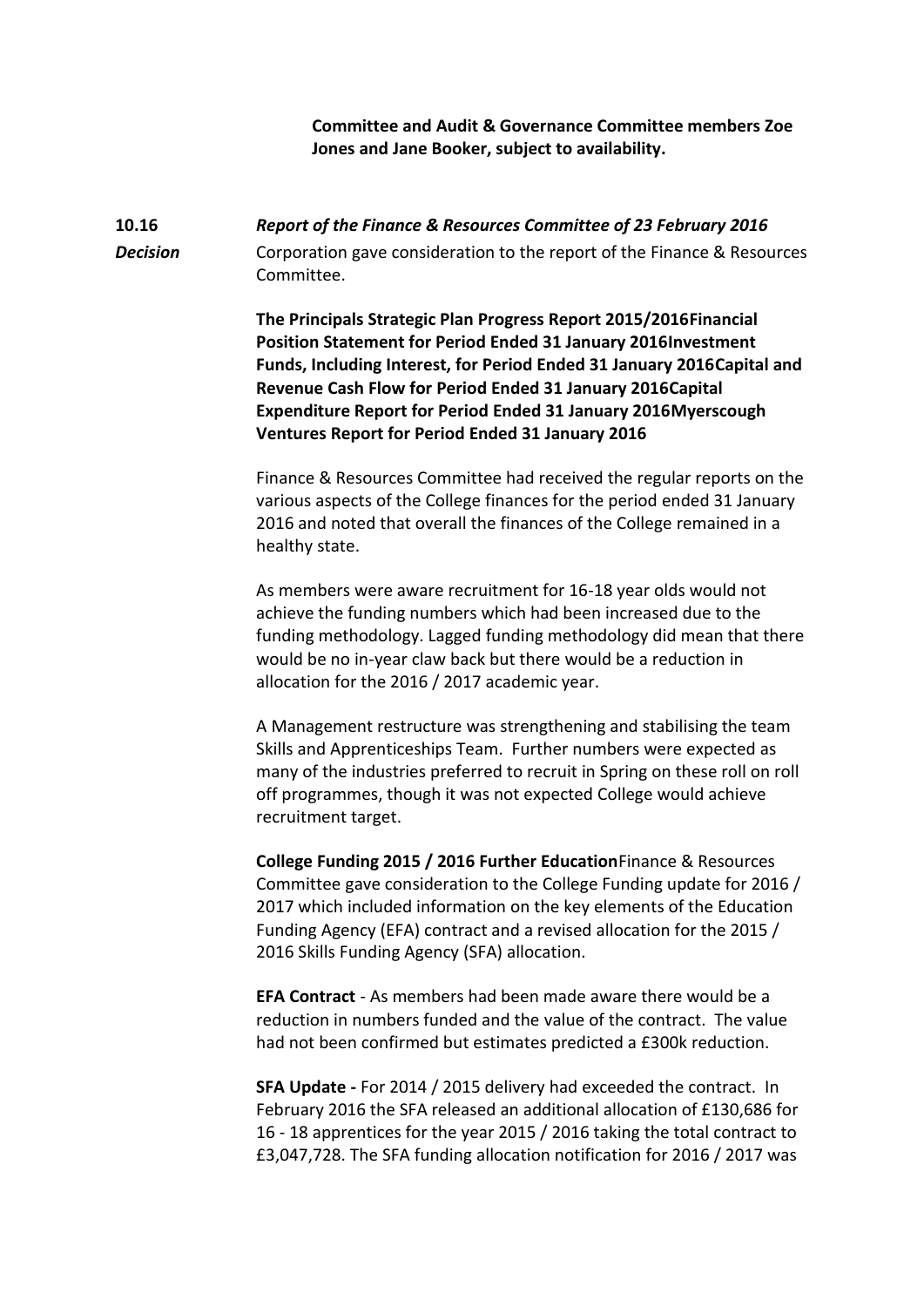**Committee and Audit & Governance Committee members Zoe Jones and Jane Booker, subject to availability.**

**10.16** ***Report of the Finance & Resources Committee of 23 February 2016***

***Decision*** Corporation gave consideration to the report of the Finance & Resources Committee.

**The Principals Strategic Plan Progress Report 2015/2016Financial Position Statement for Period Ended 31 January 2016Investment Funds, Including Interest, for Period Ended 31 January 2016Capital and Revenue Cash Flow for Period Ended 31 January 2016Capital Expenditure Report for Period Ended 31 January 2016Myerscough Ventures Report for Period Ended 31 January 2016**

Finance & Resources Committee had received the regular reports on the various aspects of the College finances for the period ended 31 January 2016 and noted that overall the finances of the College remained in a healthy state.

As members were aware recruitment for 16-18 year olds would not achieve the funding numbers which had been increased due to the funding methodology. Lagged funding methodology did mean that there would be no in-year claw back but there would be a reduction in allocation for the 2016 / 2017 academic year.

A Management restructure was strengthening and stabilising the team Skills and Apprenticeships Team. Further numbers were expected as many of the industries preferred to recruit in Spring on these roll on roll off programmes, though it was not expected College would achieve recruitment target.

**College Funding 2015 / 2016 Further Education**Finance & Resources Committee gave consideration to the College Funding update for 2016 / 2017 which included information on the key elements of the Education Funding Agency (EFA) contract and a revised allocation for the 2015 / 2016 Skills Funding Agency (SFA) allocation.

**EFA Contract** - As members had been made aware there would be a reduction in numbers funded and the value of the contract. The value had not been confirmed but estimates predicted a £300k reduction.

**SFA Update -** For 2014 / 2015 delivery had exceeded the contract. In February 2016 the SFA released an additional allocation of £130,686 for 16 - 18 apprentices for the year 2015 / 2016 taking the total contract to £3,047,728. The SFA funding allocation notification for 2016 / 2017 was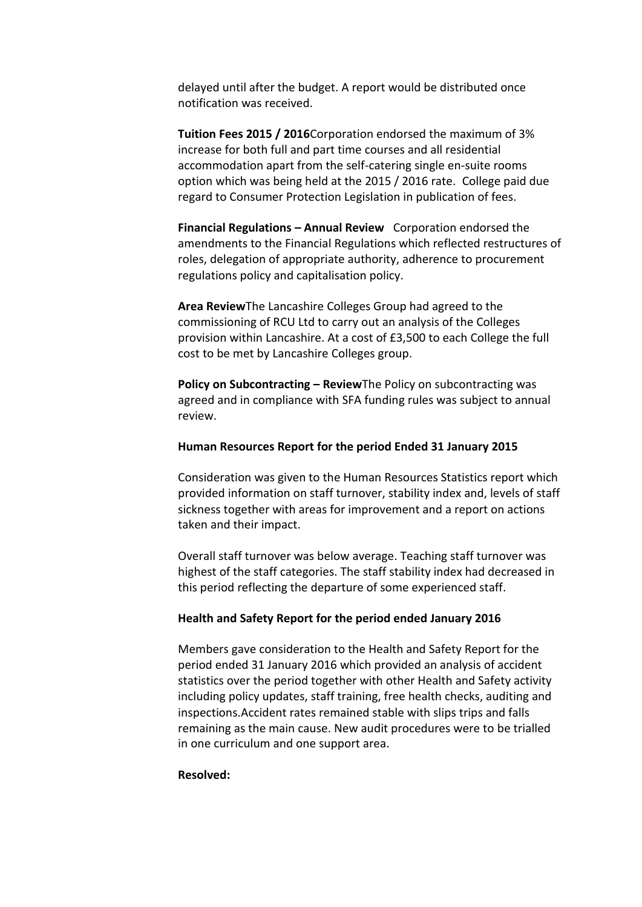delayed until after the budget. A report would be distributed once notification was received.

**Tuition Fees 2015 / 2016**Corporation endorsed the maximum of 3% increase for both full and part time courses and all residential accommodation apart from the self-catering single en-suite rooms option which was being held at the 2015 / 2016 rate. College paid due regard to Consumer Protection Legislation in publication of fees.

**Financial Regulations – Annual Review** Corporation endorsed the amendments to the Financial Regulations which reflected restructures of roles, delegation of appropriate authority, adherence to procurement regulations policy and capitalisation policy.

**Area Review**The Lancashire Colleges Group had agreed to the commissioning of RCU Ltd to carry out an analysis of the Colleges provision within Lancashire. At a cost of £3,500 to each College the full cost to be met by Lancashire Colleges group.

**Policy on Subcontracting – Review**The Policy on subcontracting was agreed and in compliance with SFA funding rules was subject to annual review.

**Human Resources Report for the period Ended 31 January 2015**

Consideration was given to the Human Resources Statistics report which provided information on staff turnover, stability index and, levels of staff sickness together with areas for improvement and a report on actions taken and their impact.

Overall staff turnover was below average. Teaching staff turnover was highest of the staff categories. The staff stability index had decreased in this period reflecting the departure of some experienced staff.

**Health and Safety Report for the period ended January 2016**

Members gave consideration to the Health and Safety Report for the period ended 31 January 2016 which provided an analysis of accident statistics over the period together with other Health and Safety activity including policy updates, staff training, free health checks, auditing and inspections.Accident rates remained stable with slips trips and falls remaining as the main cause. New audit procedures were to be trialled in one curriculum and one support area.

**Resolved:**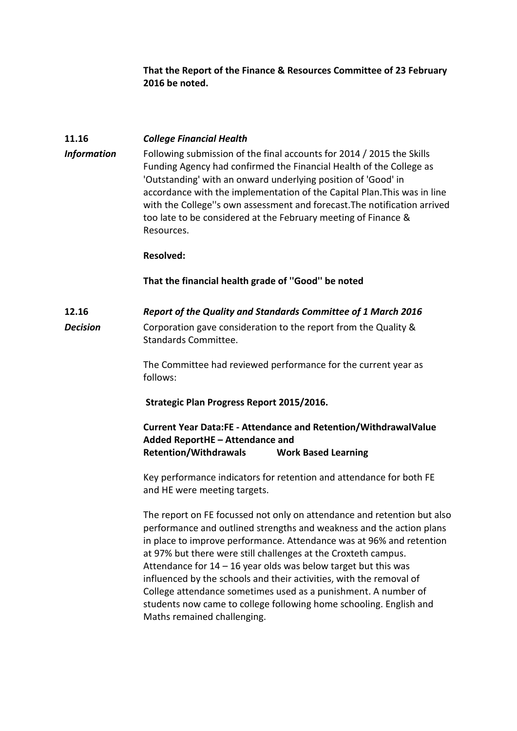**That the Report of the Finance & Resources Committee of 23 February 2016 be noted.**

**11.16** ***College Financial Health***

***Information***

Following submission of the final accounts for 2014 / 2015 the Skills Funding Agency had confirmed the Financial Health of the College as 'Outstanding' with an onward underlying position of 'Good' in accordance with the implementation of the Capital Plan.This was in line with the College''s own assessment and forecast.The notification arrived too late to be considered at the February meeting of Finance & Resources.

**Resolved:**

**That the financial health grade of ''Good'' be noted**

**12.16** ***Report of the Quality and Standards Committee of 1 March 2016***

***Decision***

Corporation gave consideration to the report from the Quality & Standards Committee.

The Committee had reviewed performance for the current year as follows:

**Strategic Plan Progress Report 2015/2016.**

**Current Year Data:FE - Attendance and Retention/WithdrawalValue Added ReportHE – Attendance and Retention/Withdrawals Work Based Learning**

Key performance indicators for retention and attendance for both FE and HE were meeting targets.

The report on FE focussed not only on attendance and retention but also performance and outlined strengths and weakness and the action plans in place to improve performance. Attendance was at 96% and retention at 97% but there were still challenges at the Croxteth campus. Attendance for 14 – 16 year olds was below target but this was influenced by the schools and their activities, with the removal of College attendance sometimes used as a punishment. A number of students now came to college following home schooling. English and Maths remained challenging.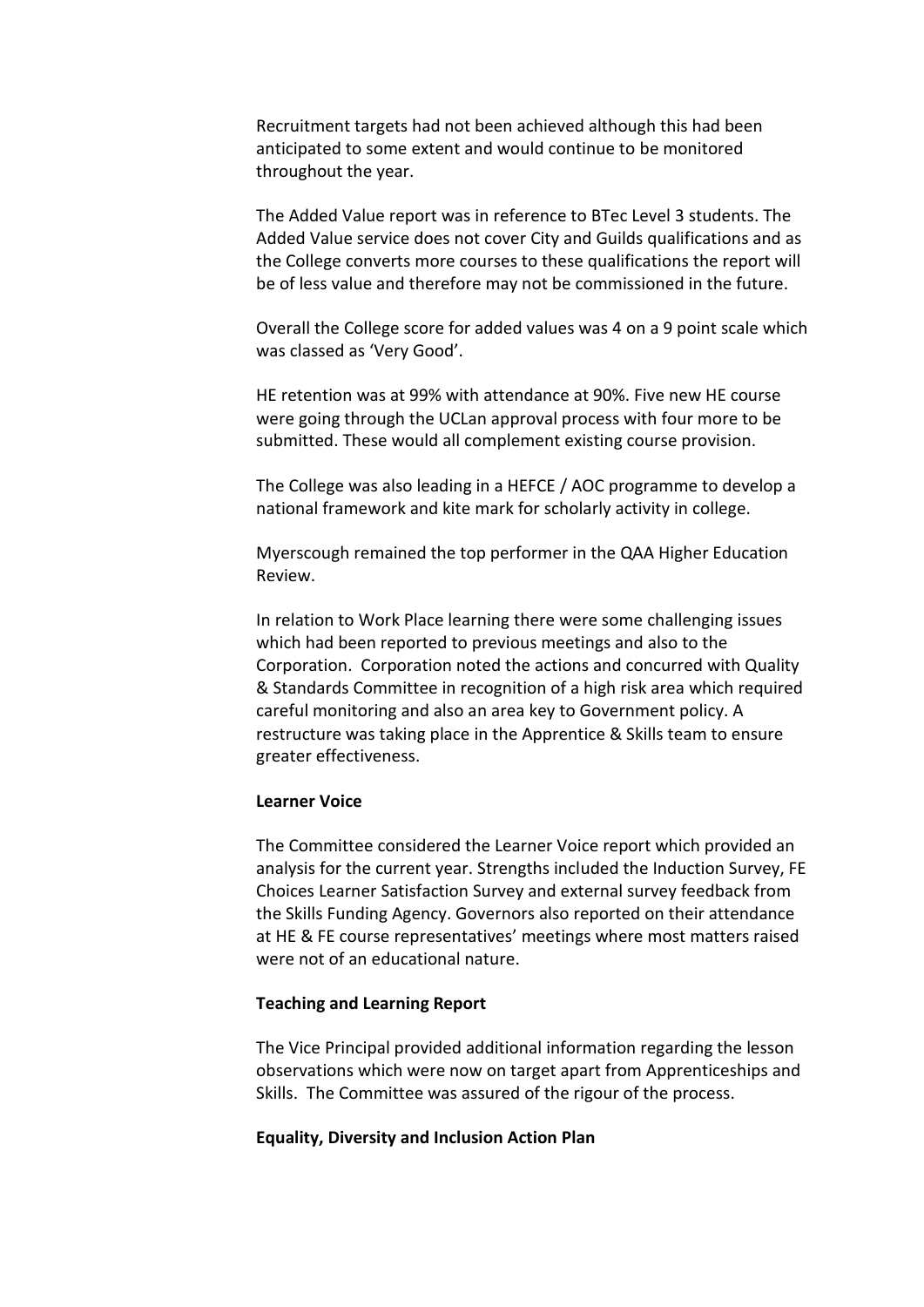Recruitment targets had not been achieved although this had been anticipated to some extent and would continue to be monitored throughout the year.

The Added Value report was in reference to BTec Level 3 students. The Added Value service does not cover City and Guilds qualifications and as the College converts more courses to these qualifications the report will be of less value and therefore may not be commissioned in the future.

Overall the College score for added values was 4 on a 9 point scale which was classed as 'Very Good'.

HE retention was at 99% with attendance at 90%. Five new HE course were going through the UCLan approval process with four more to be submitted. These would all complement existing course provision.

The College was also leading in a HEFCE / AOC programme to develop a national framework and kite mark for scholarly activity in college.

Myerscough remained the top performer in the QAA Higher Education Review.

In relation to Work Place learning there were some challenging issues which had been reported to previous meetings and also to the Corporation. Corporation noted the actions and concurred with Quality & Standards Committee in recognition of a high risk area which required careful monitoring and also an area key to Government policy. A restructure was taking place in the Apprentice & Skills team to ensure greater effectiveness.

**Learner Voice**

The Committee considered the Learner Voice report which provided an analysis for the current year. Strengths included the Induction Survey, FE Choices Learner Satisfaction Survey and external survey feedback from the Skills Funding Agency. Governors also reported on their attendance at HE & FE course representatives' meetings where most matters raised were not of an educational nature.

**Teaching and Learning Report**

The Vice Principal provided additional information regarding the lesson observations which were now on target apart from Apprenticeships and Skills. The Committee was assured of the rigour of the process.

**Equality, Diversity and Inclusion Action Plan**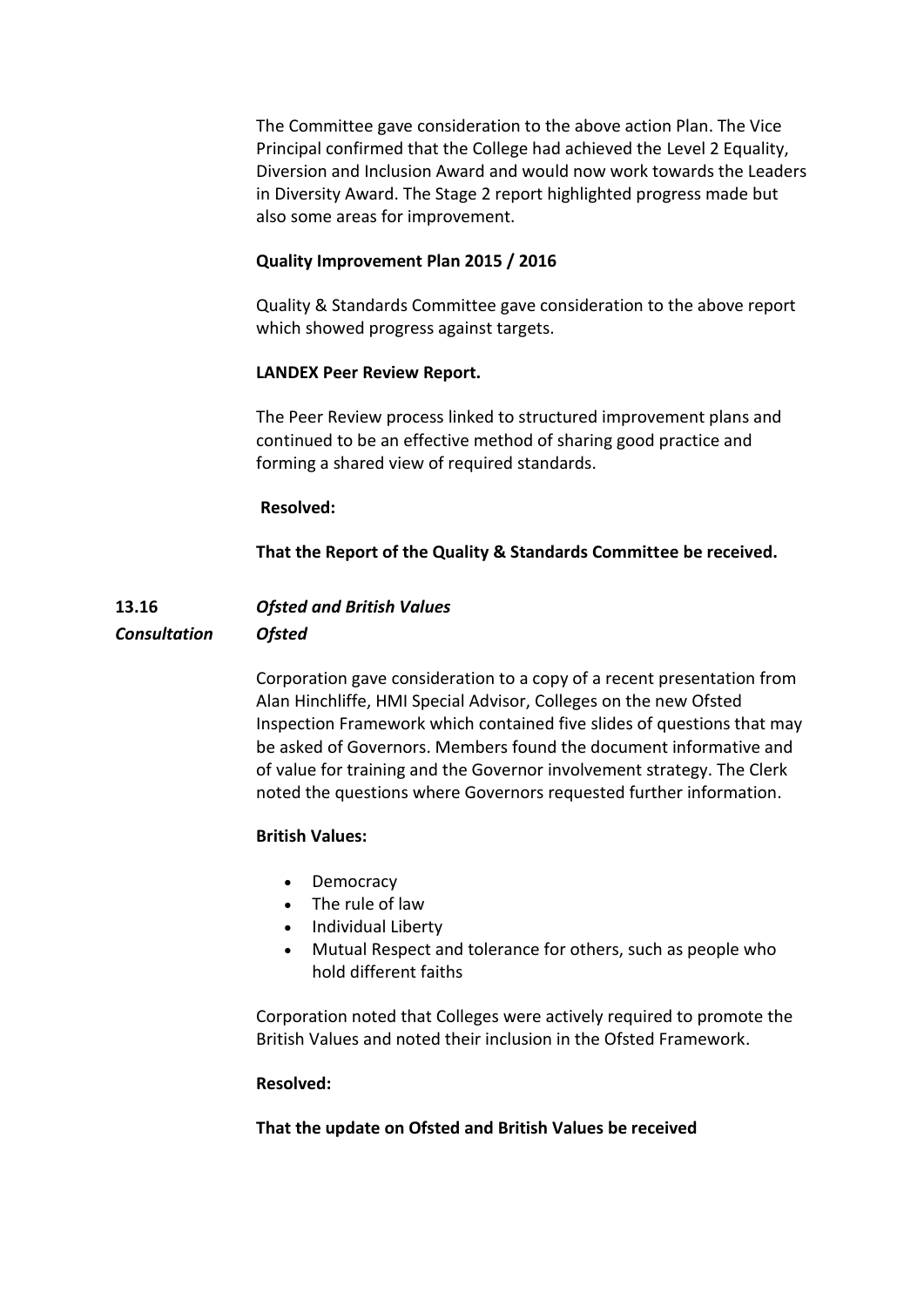The Committee gave consideration to the above action Plan. The Vice Principal confirmed that the College had achieved the Level 2 Equality, Diversion and Inclusion Award and would now work towards the Leaders in Diversity Award. The Stage 2 report highlighted progress made but also some areas for improvement.

**Quality Improvement Plan 2015 / 2016**

Quality & Standards Committee gave consideration to the above report which showed progress against targets.

**LANDEX Peer Review Report.**

The Peer Review process linked to structured improvement plans and continued to be an effective method of sharing good practice and forming a shared view of required standards.

**Resolved:**

**That the Report of the Quality & Standards Committee be received.**

**13.16** ***Ofsted and British Values***
***Consultation*** ***Ofsted***

Corporation gave consideration to a copy of a recent presentation from Alan Hinchliffe, HMI Special Advisor, Colleges on the new Ofsted Inspection Framework which contained five slides of questions that may be asked of Governors. Members found the document informative and of value for training and the Governor involvement strategy. The Clerk noted the questions where Governors requested further information.

**British Values:**

- Democracy
- The rule of law
- Individual Liberty
- Mutual Respect and tolerance for others, such as people who hold different faiths

Corporation noted that Colleges were actively required to promote the British Values and noted their inclusion in the Ofsted Framework.

**Resolved:**

**That the update on Ofsted and British Values be received**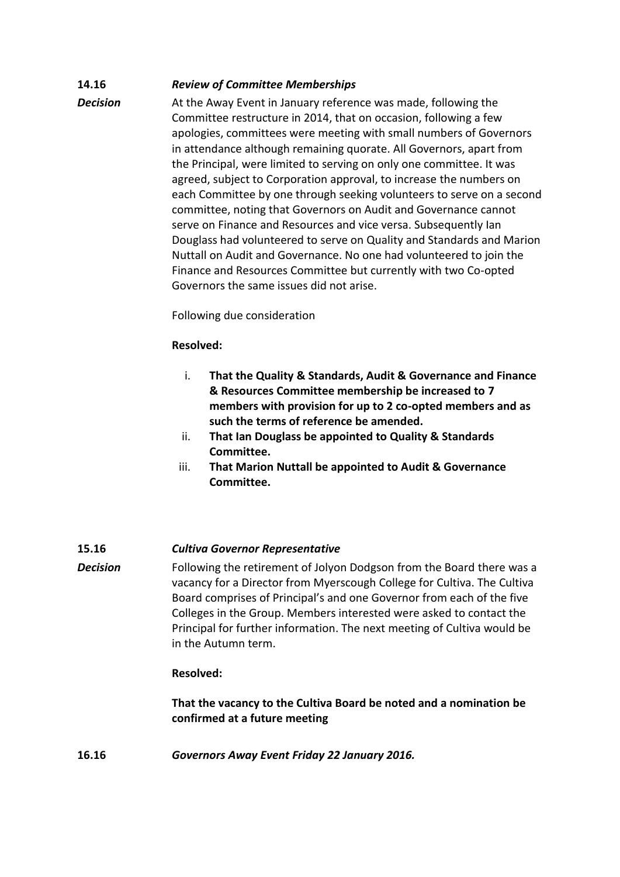**14.16** ***Review of Committee Memberships***

***Decision***

At the Away Event in January reference was made, following the Committee restructure in 2014, that on occasion, following a few apologies, committees were meeting with small numbers of Governors in attendance although remaining quorate. All Governors, apart from the Principal, were limited to serving on only one committee. It was agreed, subject to Corporation approval, to increase the numbers on each Committee by one through seeking volunteers to serve on a second committee, noting that Governors on Audit and Governance cannot serve on Finance and Resources and vice versa. Subsequently Ian Douglass had volunteered to serve on Quality and Standards and Marion Nuttall on Audit and Governance. No one had volunteered to join the Finance and Resources Committee but currently with two Co-opted Governors the same issues did not arise.

Following due consideration

**Resolved:**

i. **That the Quality & Standards, Audit & Governance and Finance & Resources Committee membership be increased to 7 members with provision for up to 2 co-opted members and as such the terms of reference be amended.**
ii. **That Ian Douglass be appointed to Quality & Standards Committee.**
iii. **That Marion Nuttall be appointed to Audit & Governance Committee.**

**15.16** ***Cultiva Governor Representative***

***Decision***

Following the retirement of Jolyon Dodgson from the Board there was a vacancy for a Director from Myerscough College for Cultiva. The Cultiva Board comprises of Principal's and one Governor from each of the five Colleges in the Group. Members interested were asked to contact the Principal for further information. The next meeting of Cultiva would be in the Autumn term.

**Resolved:**

**That the vacancy to the Cultiva Board be noted and a nomination be confirmed at a future meeting**

**16.16** ***Governors Away Event Friday 22 January 2016.***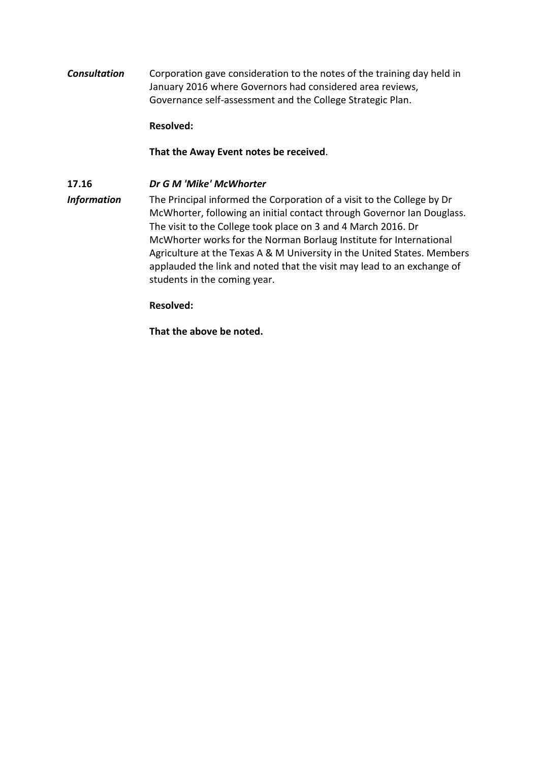***Consultation*** Corporation gave consideration to the notes of the training day held in January 2016 where Governors had considered area reviews, Governance self-assessment and the College Strategic Plan.

**Resolved:**

**That the Away Event notes be received**.

**17.16** ***Dr G M 'Mike' McWhorter***

***Information*** The Principal informed the Corporation of a visit to the College by Dr McWhorter, following an initial contact through Governor Ian Douglass. The visit to the College took place on 3 and 4 March 2016. Dr McWhorter works for the Norman Borlaug Institute for International Agriculture at the Texas A & M University in the United States. Members applauded the link and noted that the visit may lead to an exchange of students in the coming year.

**Resolved:**

**That the above be noted.**